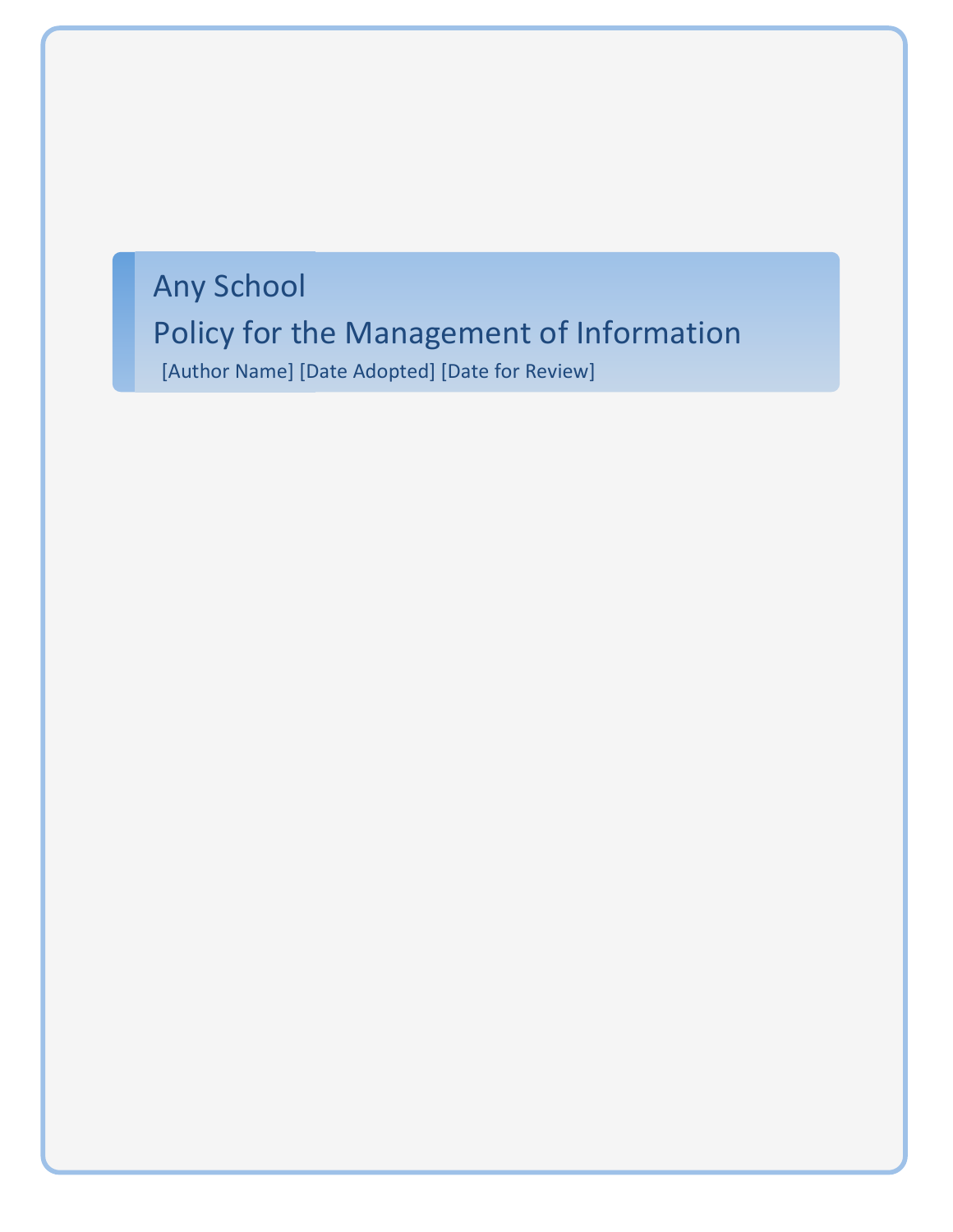# Any School

# Policy for the Management of Information

[Author Name] [Date Adopted] [Date for Review]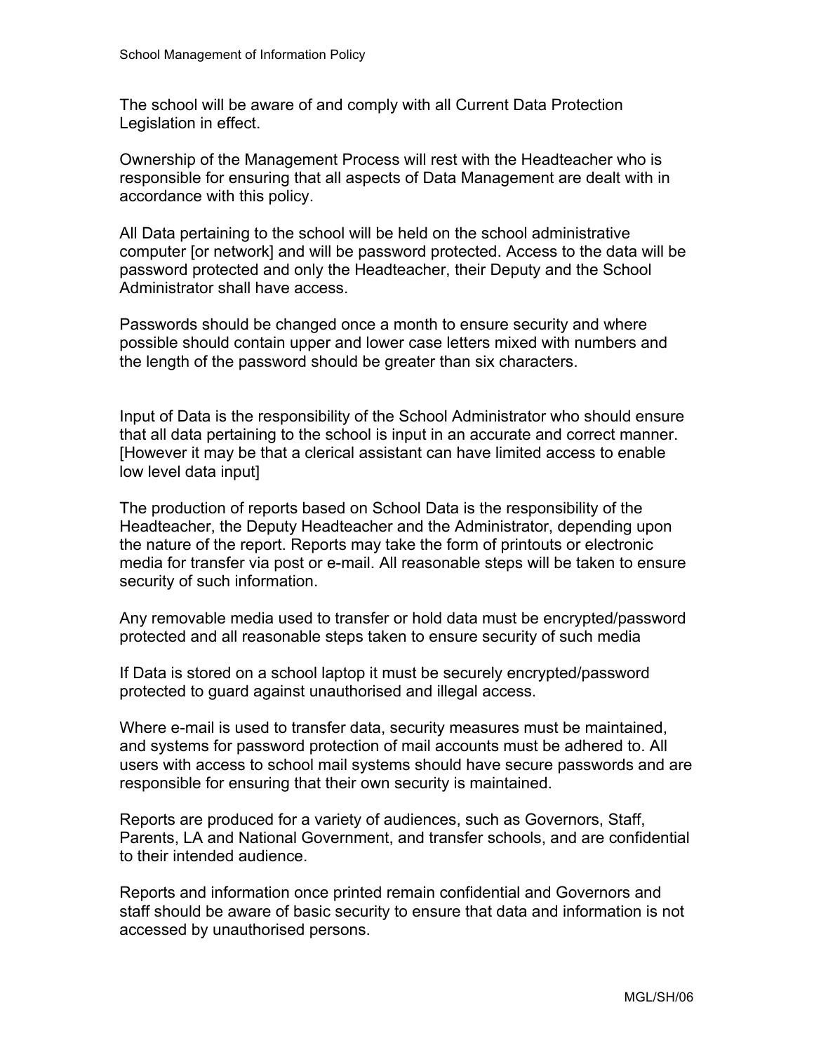The school will be aware of and comply with all Current Data Protection Legislation in effect.

Ownership of the Management Process will rest with the Headteacher who is responsible for ensuring that all aspects of Data Management are dealt with in accordance with this policy.

All Data pertaining to the school will be held on the school administrative computer [or network] and will be password protected. Access to the data will be password protected and only the Headteacher, their Deputy and the School Administrator shall have access.

Passwords should be changed once a month to ensure security and where possible should contain upper and lower case letters mixed with numbers and the length of the password should be greater than six characters.

Input of Data is the responsibility of the School Administrator who should ensure that all data pertaining to the school is input in an accurate and correct manner. [However it may be that a clerical assistant can have limited access to enable low level data input]

The production of reports based on School Data is the responsibility of the Headteacher, the Deputy Headteacher and the Administrator, depending upon the nature of the report. Reports may take the form of printouts or electronic media for transfer via post or e-mail. All reasonable steps will be taken to ensure security of such information.

Any removable media used to transfer or hold data must be encrypted/password protected and all reasonable steps taken to ensure security of such media

If Data is stored on a school laptop it must be securely encrypted/password protected to guard against unauthorised and illegal access.

Where e-mail is used to transfer data, security measures must be maintained, and systems for password protection of mail accounts must be adhered to. All users with access to school mail systems should have secure passwords and are responsible for ensuring that their own security is maintained.

Reports are produced for a variety of audiences, such as Governors, Staff, Parents, LA and National Government, and transfer schools, and are confidential to their intended audience.

Reports and information once printed remain confidential and Governors and staff should be aware of basic security to ensure that data and information is not accessed by unauthorised persons.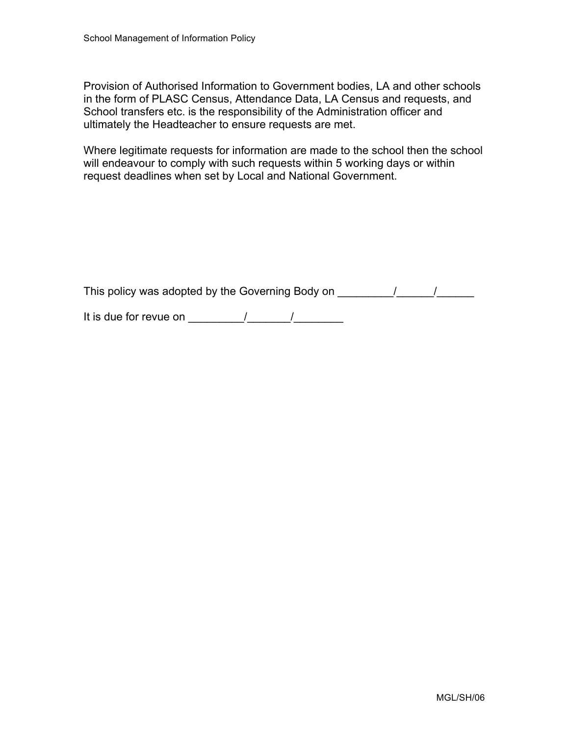Provision of Authorised Information to Government bodies, LA and other schools in the form of PLASC Census, Attendance Data, LA Census and requests, and School transfers etc. is the responsibility of the Administration officer and ultimately the Headteacher to ensure requests are met.

Where legitimate requests for information are made to the school then the school will endeavour to comply with such requests within 5 working days or within request deadlines when set by Local and National Government.

This policy was adopted by the Governing Body on _________/______/______

It is due for revue on _________/_______/________